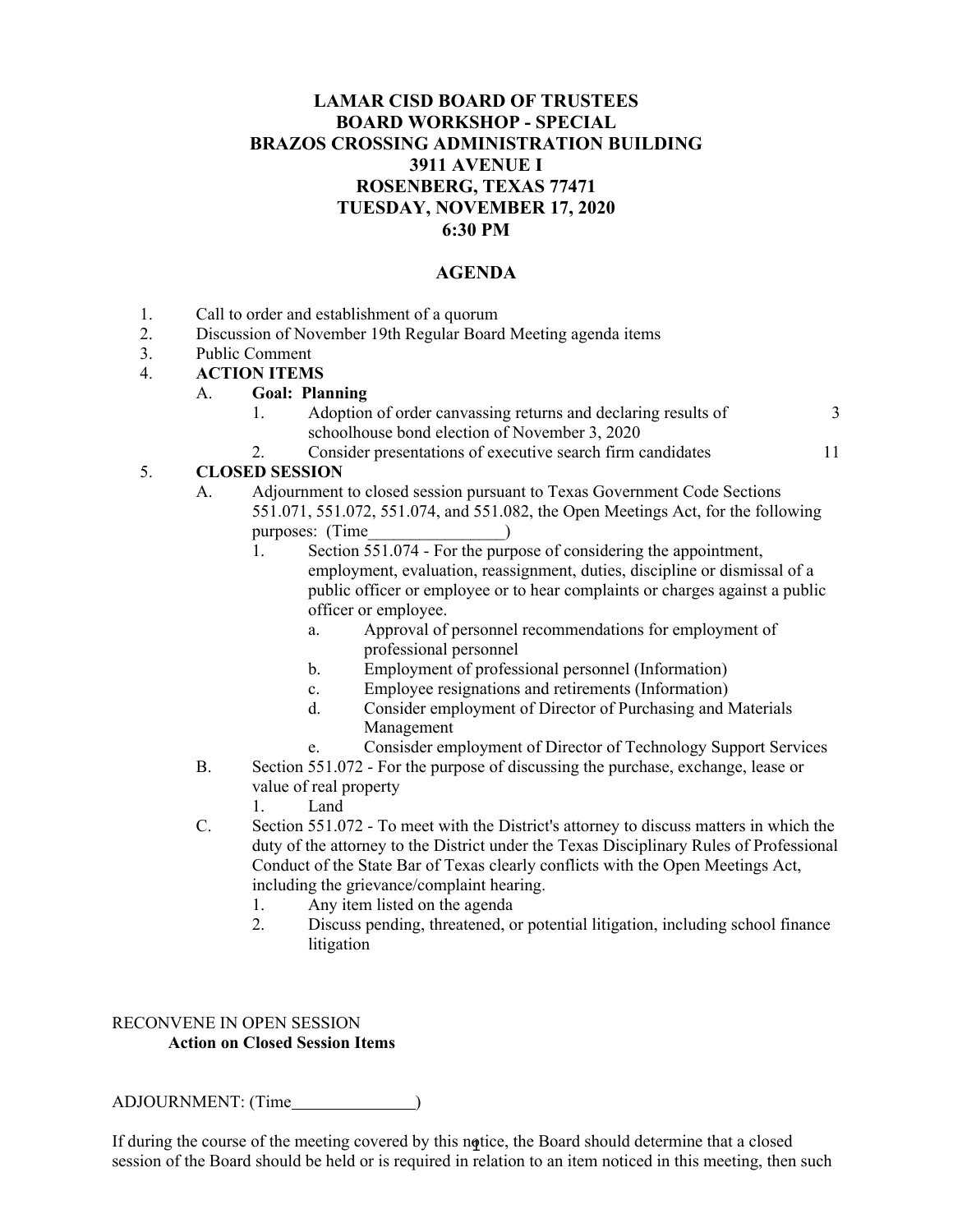# LAMAR CISD BOARD OF TRUSTEES
## BOARD WORKSHOP - SPECIAL
## BRAZOS CROSSING ADMINISTRATION BUILDING
## 3911 AVENUE I
## ROSENBERG, TEXAS 77471
## TUESDAY, NOVEMBER 17, 2020
## 6:30 PM

## AGENDA

1. Call to order and establishment of a quorum
2. Discussion of November 19th Regular Board Meeting agenda items
3. Public Comment
4. **ACTION ITEMS**
   - A. **Goal: Planning**
     1. Adoption of order canvassing returns and declaring results of schoolhouse bond election of November 3, 2020 — 3
     2. Consider presentations of executive search firm candidates — 11
5. **CLOSED SESSION**
   - A. Adjournment to closed session pursuant to Texas Government Code Sections 551.071, 551.072, 551.074, and 551.082, the Open Meetings Act, for the following purposes: (Time________________)
     1. Section 551.074 - For the purpose of considering the appointment, employment, evaluation, reassignment, duties, discipline or dismissal of a public officer or employee or to hear complaints or charges against a public officer or employee.
        - a. Approval of personnel recommendations for employment of professional personnel
        - b. Employment of professional personnel (Information)
        - c. Employee resignations and retirements (Information)
        - d. Consider employment of Director of Purchasing and Materials Management
        - e. Consisder employment of Director of Technology Support Services
   - B. Section 551.072 - For the purpose of discussing the purchase, exchange, lease or value of real property
     1. Land
   - C. Section 551.072 - To meet with the District's attorney to discuss matters in which the duty of the attorney to the District under the Texas Disciplinary Rules of Professional Conduct of the State Bar of Texas clearly conflicts with the Open Meetings Act, including the grievance/complaint hearing.
     1. Any item listed on the agenda
     2. Discuss pending, threatened, or potential litigation, including school finance litigation

RECONVENE IN OPEN SESSION

**Action on Closed Session Items**

ADJOURNMENT: (Time______________)

If during the course of the meeting covered by this notice, the Board should determine that a closed session of the Board should be held or is required in relation to an item noticed in this meeting, then such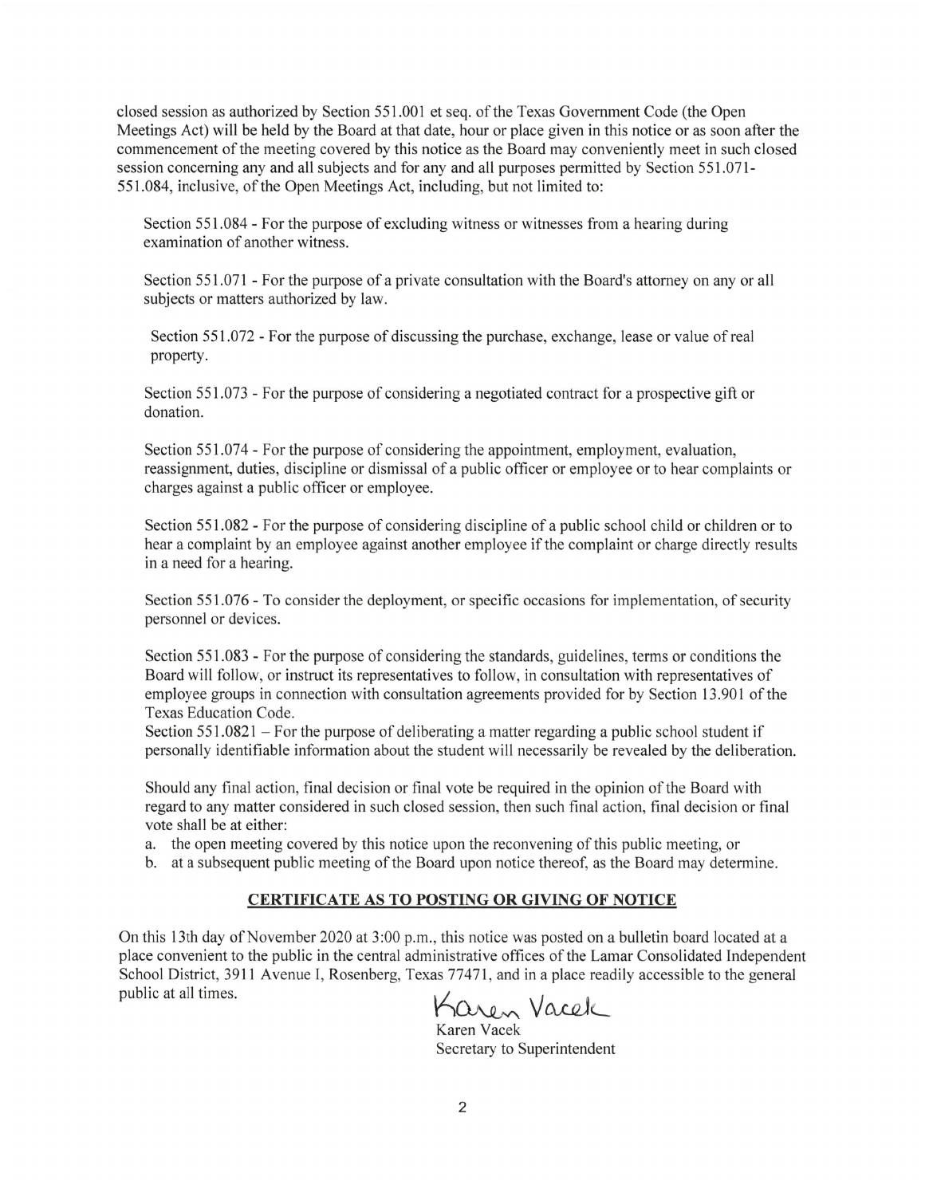closed session as authorized by Section 551.001 et seq. of the Texas Government Code (the Open Meetings Act) will be held by the Board at that date, hour or place given in this notice or as soon after the commencement of the meeting covered by this notice as the Board may conveniently meet in such closed session concerning any and all subjects and for any and all purposes permitted by Section 551.071-551.084, inclusive, of the Open Meetings Act, including, but not limited to:

Section 551.084 - For the purpose of excluding witness or witnesses from a hearing during examination of another witness.

Section 551.071 - For the purpose of a private consultation with the Board's attorney on any or all subjects or matters authorized by law.

Section 551.072 - For the purpose of discussing the purchase, exchange, lease or value of real property.

Section 551.073 - For the purpose of considering a negotiated contract for a prospective gift or donation.

Section 551.074 - For the purpose of considering the appointment, employment, evaluation, reassignment, duties, discipline or dismissal of a public officer or employee or to hear complaints or charges against a public officer or employee.

Section 551.082 - For the purpose of considering discipline of a public school child or children or to hear a complaint by an employee against another employee if the complaint or charge directly results in a need for a hearing.

Section 551.076 - To consider the deployment, or specific occasions for implementation, of security personnel or devices.

Section 551.083 - For the purpose of considering the standards, guidelines, terms or conditions the Board will follow, or instruct its representatives to follow, in consultation with representatives of employee groups in connection with consultation agreements provided for by Section 13.901 of the Texas Education Code.

Section 551.0821 – For the purpose of deliberating a matter regarding a public school student if personally identifiable information about the student will necessarily be revealed by the deliberation.

Should any final action, final decision or final vote be required in the opinion of the Board with regard to any matter considered in such closed session, then such final action, final decision or final vote shall be at either:

a. the open meeting covered by this notice upon the reconvening of this public meeting, or
b. at a subsequent public meeting of the Board upon notice thereof, as the Board may determine.

## CERTIFICATE AS TO POSTING OR GIVING OF NOTICE

On this 13th day of November 2020 at 3:00 p.m., this notice was posted on a bulletin board located at a place convenient to the public in the central administrative offices of the Lamar Consolidated Independent School District, 3911 Avenue I, Rosenberg, Texas 77471, and in a place readily accessible to the general public at all times.

Karen Vacek

Karen Vacek
Secretary to Superintendent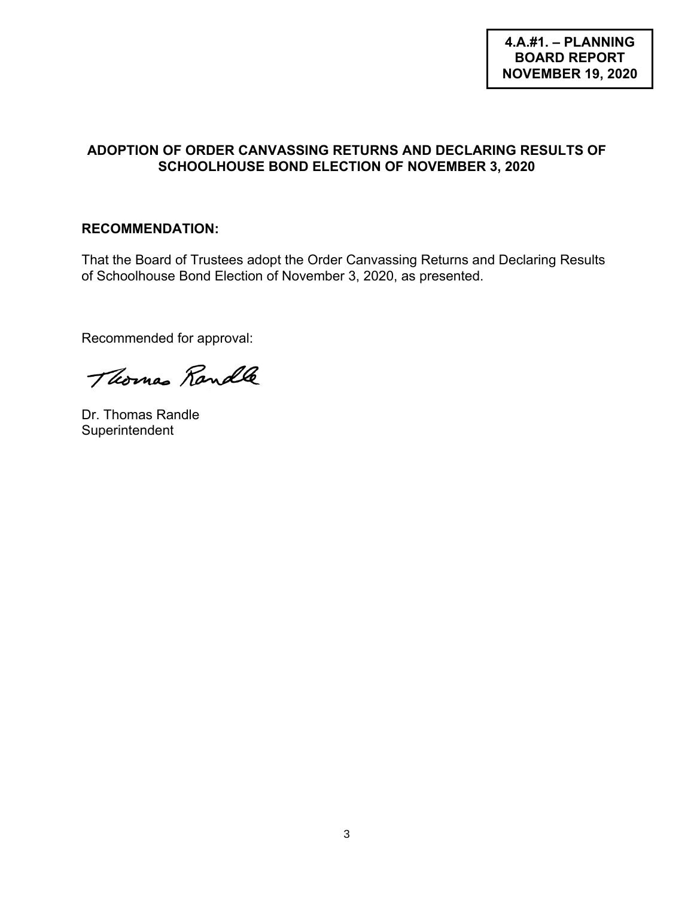**4.A.#1. – PLANNING BOARD REPORT NOVEMBER 19, 2020**

## ADOPTION OF ORDER CANVASSING RETURNS AND DECLARING RESULTS OF SCHOOLHOUSE BOND ELECTION OF NOVEMBER 3, 2020

### RECOMMENDATION:

That the Board of Trustees adopt the Order Canvassing Returns and Declaring Results of Schoolhouse Bond Election of November 3, 2020, as presented.

Recommended for approval:

Thomas Randle

Dr. Thomas Randle
Superintendent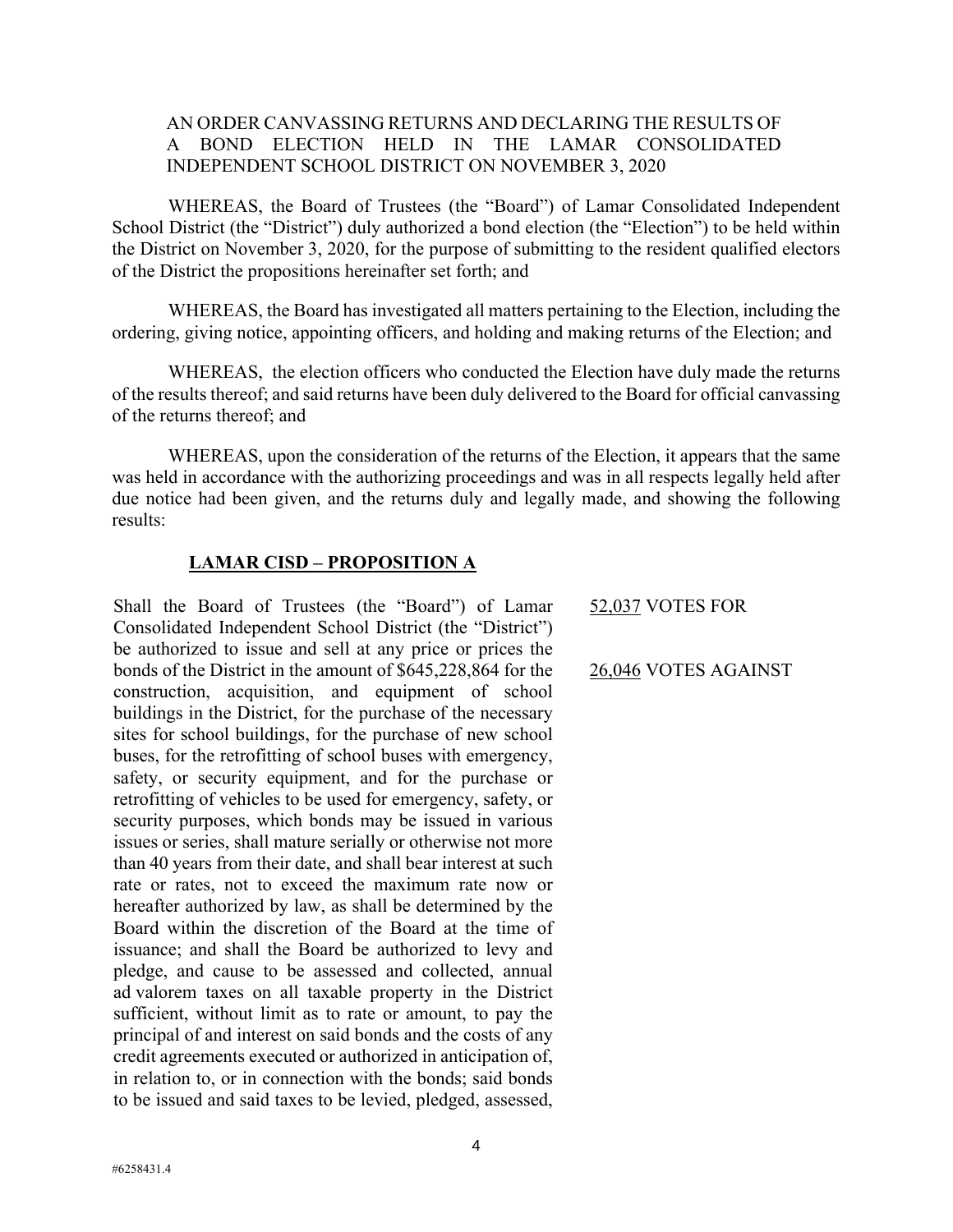AN ORDER CANVASSING RETURNS AND DECLARING THE RESULTS OF A BOND ELECTION HELD IN THE LAMAR CONSOLIDATED INDEPENDENT SCHOOL DISTRICT ON NOVEMBER 3, 2020

WHEREAS, the Board of Trustees (the "Board") of Lamar Consolidated Independent School District (the "District") duly authorized a bond election (the "Election") to be held within the District on November 3, 2020, for the purpose of submitting to the resident qualified electors of the District the propositions hereinafter set forth; and

WHEREAS, the Board has investigated all matters pertaining to the Election, including the ordering, giving notice, appointing officers, and holding and making returns of the Election; and

WHEREAS, the election officers who conducted the Election have duly made the returns of the results thereof; and said returns have been duly delivered to the Board for official canvassing of the returns thereof; and

WHEREAS, upon the consideration of the returns of the Election, it appears that the same was held in accordance with the authorizing proceedings and was in all respects legally held after due notice had been given, and the returns duly and legally made, and showing the following results:

**LAMAR CISD – PROPOSITION A**

Shall the Board of Trustees (the "Board") of Lamar Consolidated Independent School District (the "District") be authorized to issue and sell at any price or prices the bonds of the District in the amount of $645,228,864 for the construction, acquisition, and equipment of school buildings in the District, for the purchase of the necessary sites for school buildings, for the purchase of new school buses, for the retrofitting of school buses with emergency, safety, or security equipment, and for the purchase or retrofitting of vehicles to be used for emergency, safety, or security purposes, which bonds may be issued in various issues or series, shall mature serially or otherwise not more than 40 years from their date, and shall bear interest at such rate or rates, not to exceed the maximum rate now or hereafter authorized by law, as shall be determined by the Board within the discretion of the Board at the time of issuance; and shall the Board be authorized to levy and pledge, and cause to be assessed and collected, annual ad valorem taxes on all taxable property in the District sufficient, without limit as to rate or amount, to pay the principal of and interest on said bonds and the costs of any credit agreements executed or authorized in anticipation of, in relation to, or in connection with the bonds; said bonds to be issued and said taxes to be levied, pledged, assessed,

52,037 VOTES FOR

26,046 VOTES AGAINST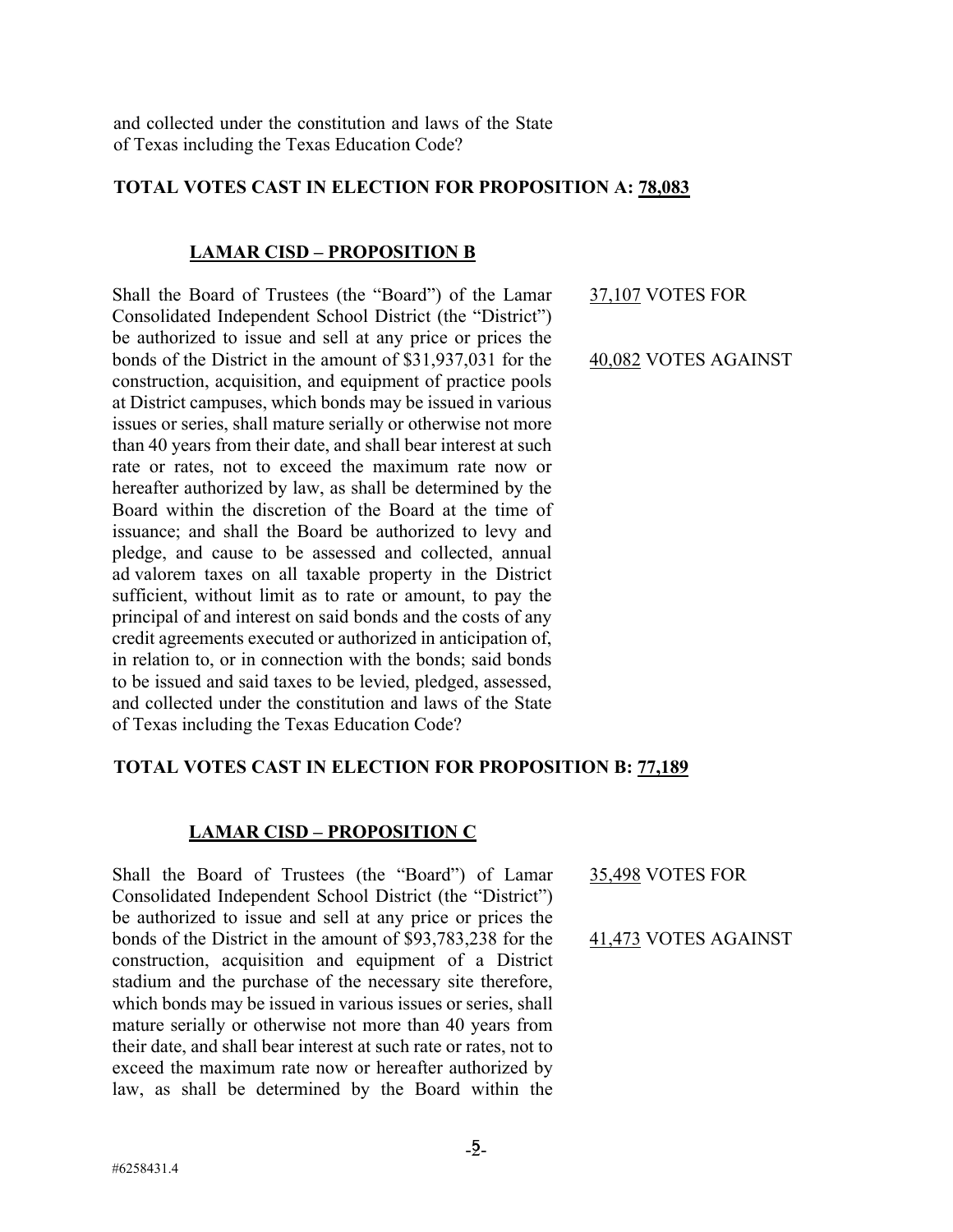and collected under the constitution and laws of the State of Texas including the Texas Education Code?

**TOTAL VOTES CAST IN ELECTION FOR PROPOSITION A: 78,083**

**LAMAR CISD – PROPOSITION B**

Shall the Board of Trustees (the "Board") of the Lamar Consolidated Independent School District (the "District") be authorized to issue and sell at any price or prices the bonds of the District in the amount of $31,937,031 for the construction, acquisition, and equipment of practice pools at District campuses, which bonds may be issued in various issues or series, shall mature serially or otherwise not more than 40 years from their date, and shall bear interest at such rate or rates, not to exceed the maximum rate now or hereafter authorized by law, as shall be determined by the Board within the discretion of the Board at the time of issuance; and shall the Board be authorized to levy and pledge, and cause to be assessed and collected, annual ad valorem taxes on all taxable property in the District sufficient, without limit as to rate or amount, to pay the principal of and interest on said bonds and the costs of any credit agreements executed or authorized in anticipation of, in relation to, or in connection with the bonds; said bonds to be issued and said taxes to be levied, pledged, assessed, and collected under the constitution and laws of the State of Texas including the Texas Education Code?

37,107 VOTES FOR

40,082 VOTES AGAINST

**TOTAL VOTES CAST IN ELECTION FOR PROPOSITION B: 77,189**

**LAMAR CISD – PROPOSITION C**

Shall the Board of Trustees (the "Board") of Lamar Consolidated Independent School District (the "District") be authorized to issue and sell at any price or prices the bonds of the District in the amount of $93,783,238 for the construction, acquisition and equipment of a District stadium and the purchase of the necessary site therefore, which bonds may be issued in various issues or series, shall mature serially or otherwise not more than 40 years from their date, and shall bear interest at such rate or rates, not to exceed the maximum rate now or hereafter authorized by law, as shall be determined by the Board within the

35,498 VOTES FOR

41,473 VOTES AGAINST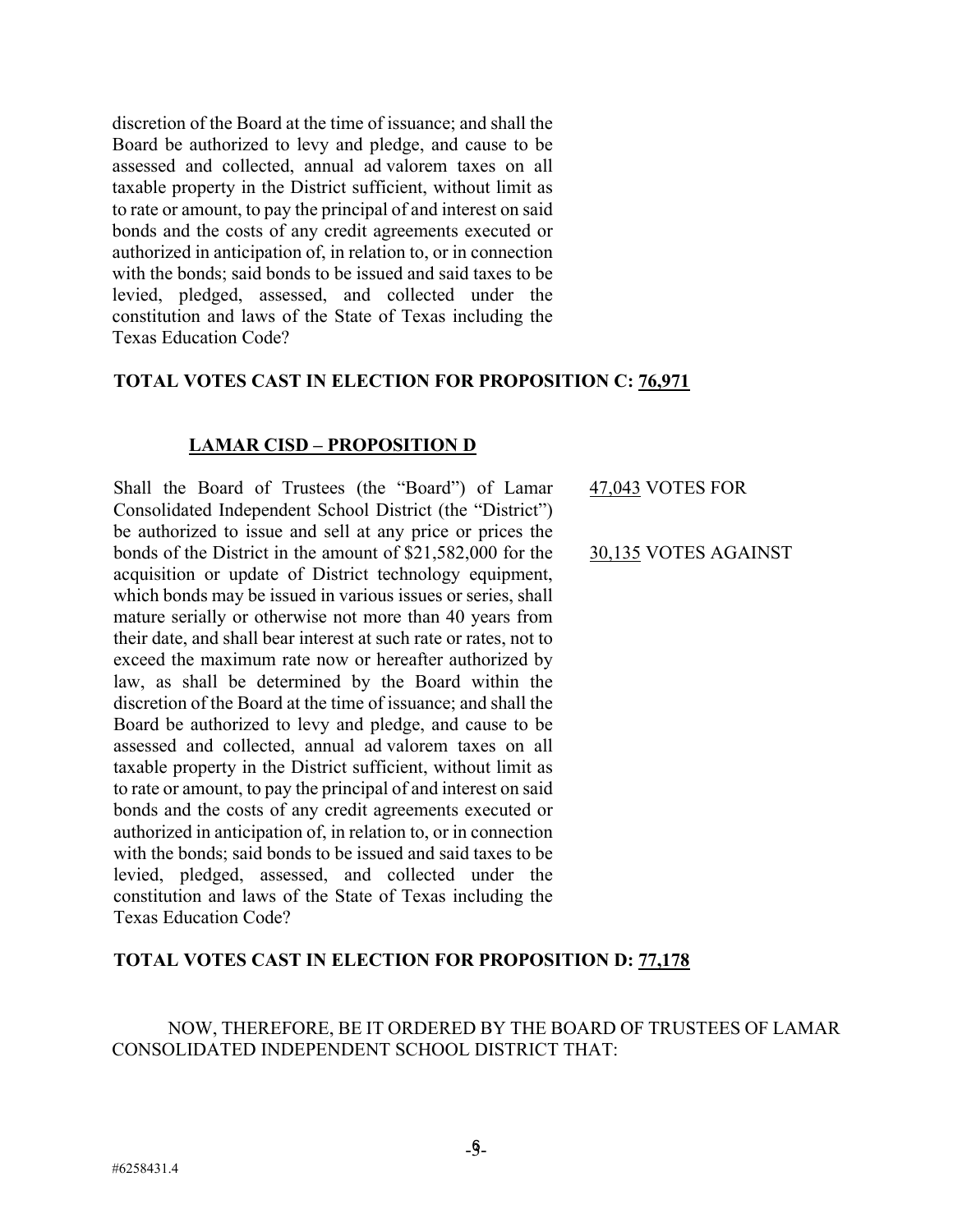discretion of the Board at the time of issuance; and shall the Board be authorized to levy and pledge, and cause to be assessed and collected, annual ad valorem taxes on all taxable property in the District sufficient, without limit as to rate or amount, to pay the principal of and interest on said bonds and the costs of any credit agreements executed or authorized in anticipation of, in relation to, or in connection with the bonds; said bonds to be issued and said taxes to be levied, pledged, assessed, and collected under the constitution and laws of the State of Texas including the Texas Education Code?

**TOTAL VOTES CAST IN ELECTION FOR PROPOSITION C: 76,971**

**LAMAR CISD – PROPOSITION D**

Shall the Board of Trustees (the "Board") of Lamar Consolidated Independent School District (the "District") be authorized to issue and sell at any price or prices the bonds of the District in the amount of $21,582,000 for the acquisition or update of District technology equipment, which bonds may be issued in various issues or series, shall mature serially or otherwise not more than 40 years from their date, and shall bear interest at such rate or rates, not to exceed the maximum rate now or hereafter authorized by law, as shall be determined by the Board within the discretion of the Board at the time of issuance; and shall the Board be authorized to levy and pledge, and cause to be assessed and collected, annual ad valorem taxes on all taxable property in the District sufficient, without limit as to rate or amount, to pay the principal of and interest on said bonds and the costs of any credit agreements executed or authorized in anticipation of, in relation to, or in connection with the bonds; said bonds to be issued and said taxes to be levied, pledged, assessed, and collected under the constitution and laws of the State of Texas including the Texas Education Code?

47,043 VOTES FOR

30,135 VOTES AGAINST

**TOTAL VOTES CAST IN ELECTION FOR PROPOSITION D: 77,178**

NOW, THEREFORE, BE IT ORDERED BY THE BOARD OF TRUSTEES OF LAMAR CONSOLIDATED INDEPENDENT SCHOOL DISTRICT THAT: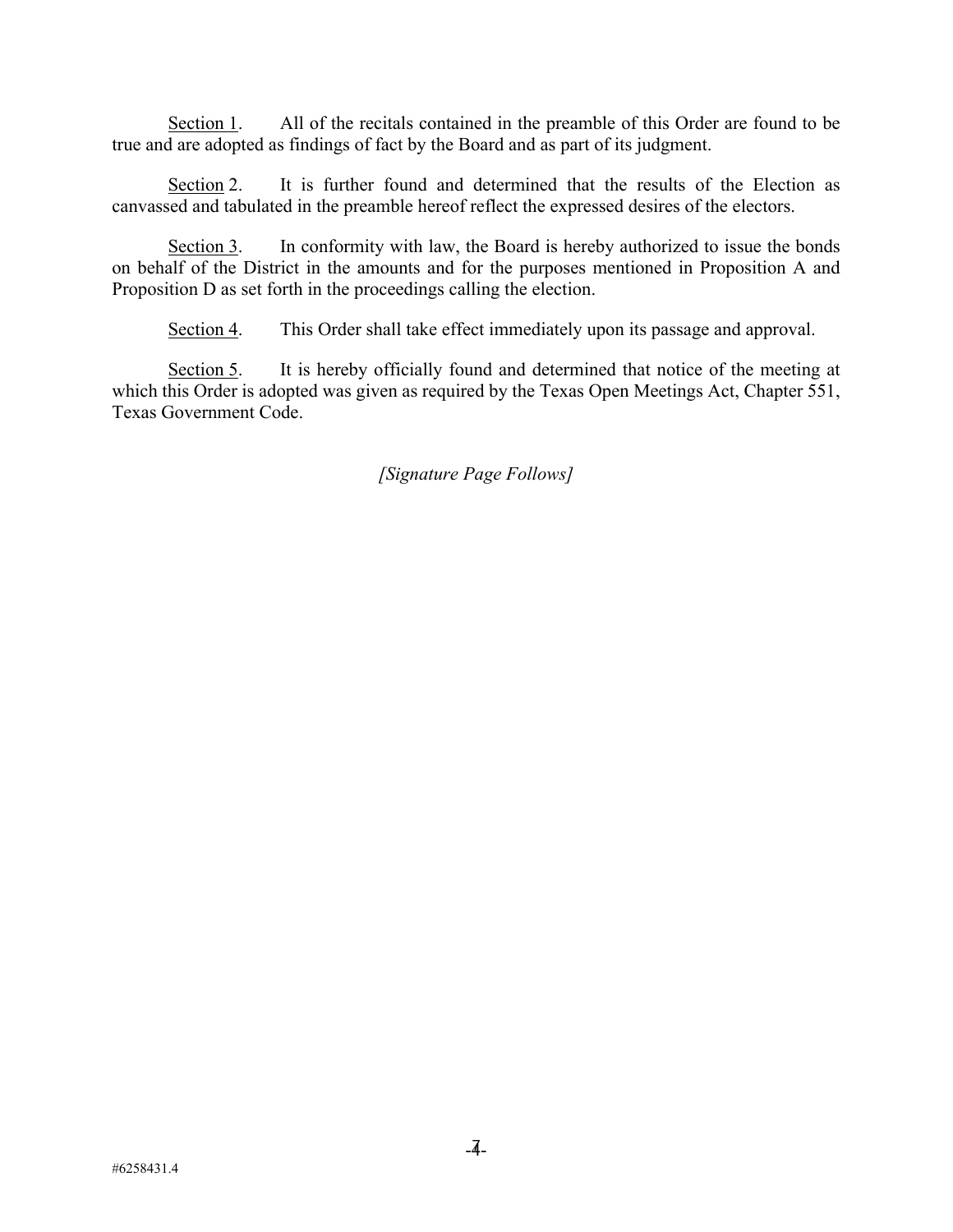<u>Section 1</u>. All of the recitals contained in the preamble of this Order are found to be true and are adopted as findings of fact by the Board and as part of its judgment.

<u>Section</u> 2. It is further found and determined that the results of the Election as canvassed and tabulated in the preamble hereof reflect the expressed desires of the electors.

<u>Section 3</u>. In conformity with law, the Board is hereby authorized to issue the bonds on behalf of the District in the amounts and for the purposes mentioned in Proposition A and Proposition D as set forth in the proceedings calling the election.

<u>Section 4</u>. This Order shall take effect immediately upon its passage and approval.

<u>Section 5</u>. It is hereby officially found and determined that notice of the meeting at which this Order is adopted was given as required by the Texas Open Meetings Act, Chapter 551, Texas Government Code.

*[Signature Page Follows]*

#6258431.4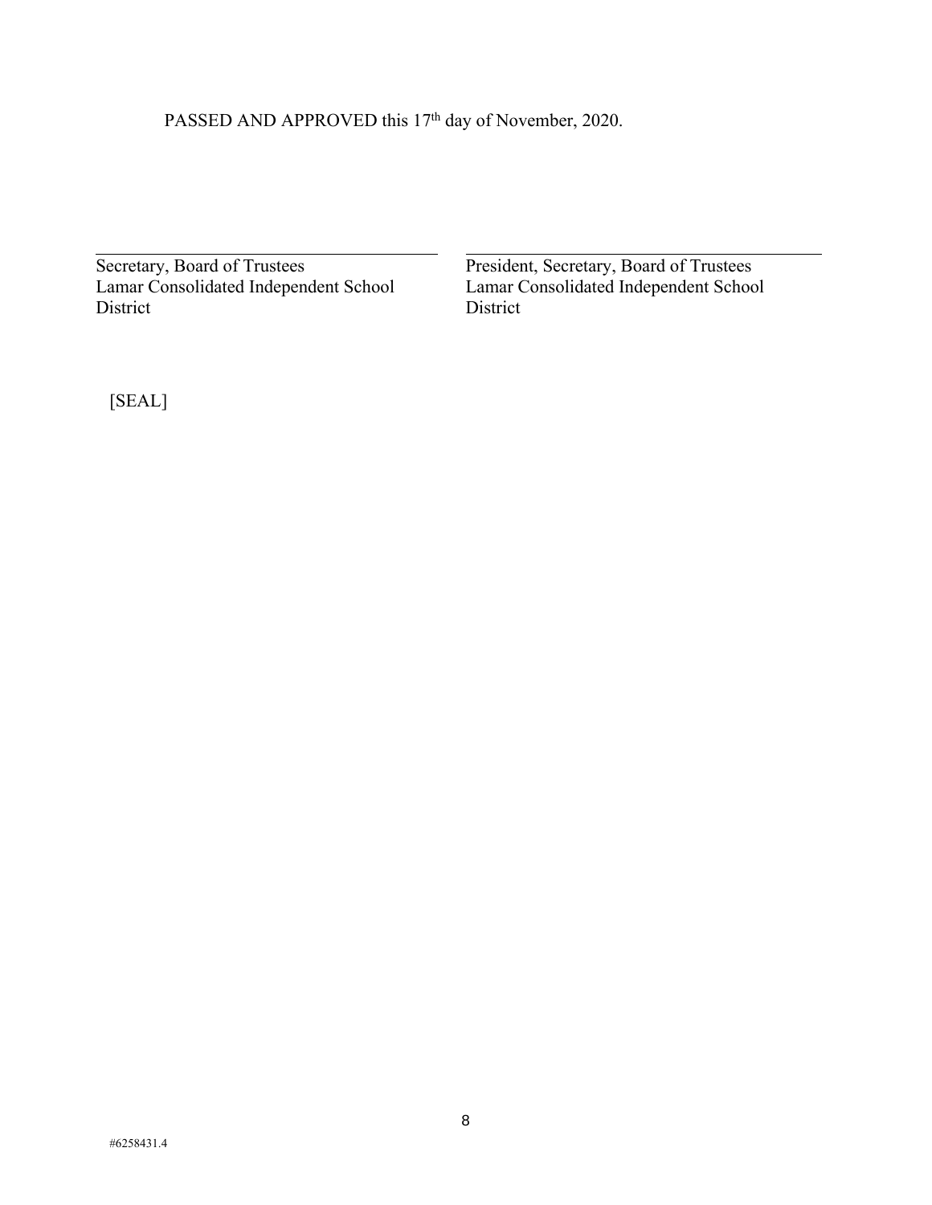PASSED AND APPROVED this 17th day of November, 2020.

| \_\_\_\_\_\_\_\_\_\_\_\_\_\_\_\_\_\_\_\_\_\_\_\_\_\_\_\_\_\_ | \_\_\_\_\_\_\_\_\_\_\_\_\_\_\_\_\_\_\_\_\_\_\_\_\_\_\_\_\_\_ |
| --- | --- |
| Secretary, Board of Trustees<br>Lamar Consolidated Independent School District | President, Secretary, Board of Trustees<br>Lamar Consolidated Independent School District |

[SEAL]

#6258431.4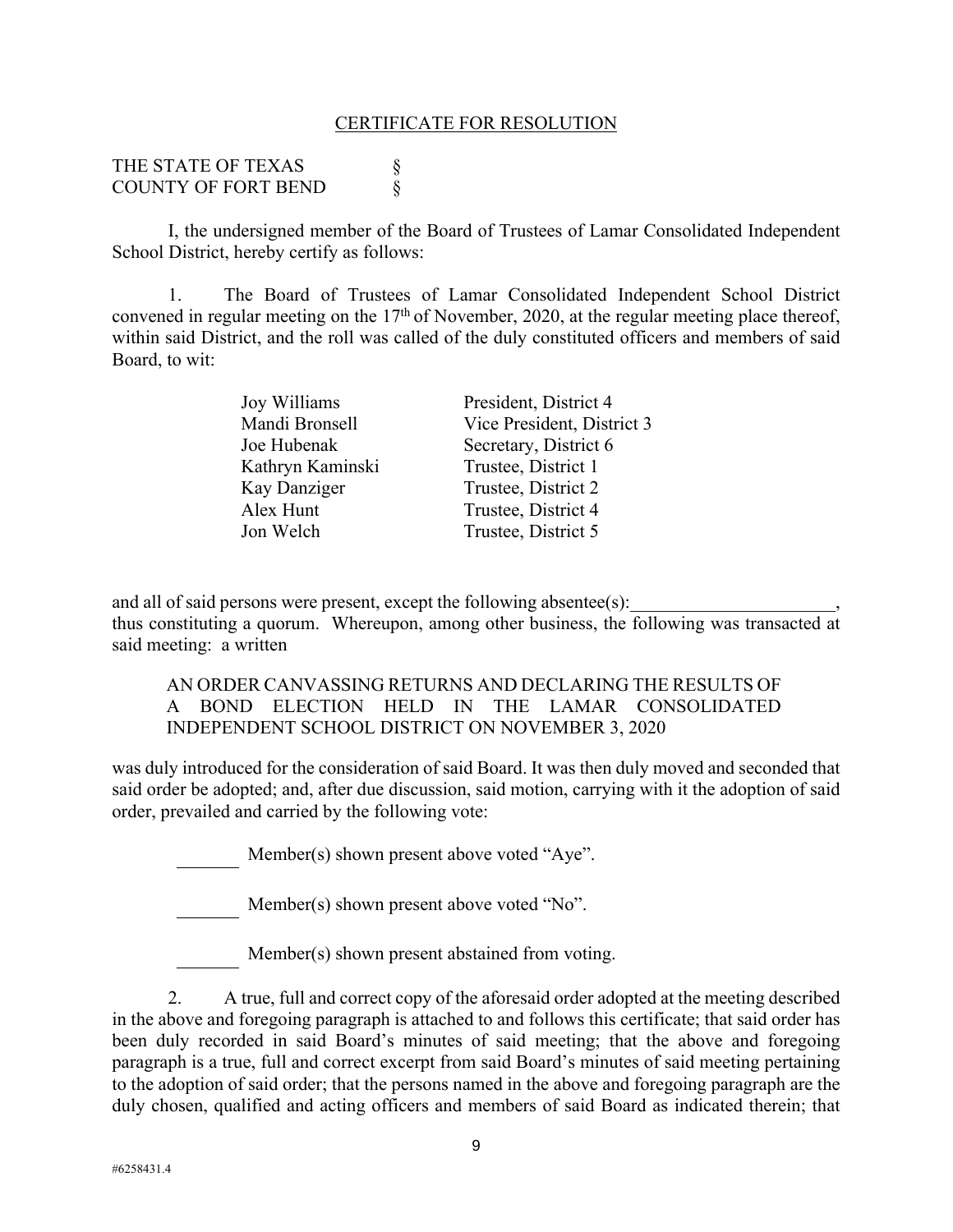## CERTIFICATE FOR RESOLUTION

THE STATE OF TEXAS §
COUNTY OF FORT BEND §

I, the undersigned member of the Board of Trustees of Lamar Consolidated Independent School District, hereby certify as follows:

1. The Board of Trustees of Lamar Consolidated Independent School District convened in regular meeting on the 17th of November, 2020, at the regular meeting place thereof, within said District, and the roll was called of the duly constituted officers and members of said Board, to wit:

| | |
|---|---|
| Joy Williams | President, District 4 |
| Mandi Bronsell | Vice President, District 3 |
| Joe Hubenak | Secretary, District 6 |
| Kathryn Kaminski | Trustee, District 1 |
| Kay Danziger | Trustee, District 2 |
| Alex Hunt | Trustee, District 4 |
| Jon Welch | Trustee, District 5 |

and all of said persons were present, except the following absentee(s):______________________, thus constituting a quorum. Whereupon, among other business, the following was transacted at said meeting: a written

> AN ORDER CANVASSING RETURNS AND DECLARING THE RESULTS OF A BOND ELECTION HELD IN THE LAMAR CONSOLIDATED INDEPENDENT SCHOOL DISTRICT ON NOVEMBER 3, 2020

was duly introduced for the consideration of said Board. It was then duly moved and seconded that said order be adopted; and, after due discussion, said motion, carrying with it the adoption of said order, prevailed and carried by the following vote:

_______ Member(s) shown present above voted "Aye".

_______ Member(s) shown present above voted "No".

_______ Member(s) shown present abstained from voting.

2. A true, full and correct copy of the aforesaid order adopted at the meeting described in the above and foregoing paragraph is attached to and follows this certificate; that said order has been duly recorded in said Board's minutes of said meeting; that the above and foregoing paragraph is a true, full and correct excerpt from said Board's minutes of said meeting pertaining to the adoption of said order; that the persons named in the above and foregoing paragraph are the duly chosen, qualified and acting officers and members of said Board as indicated therein; that

#6258431.4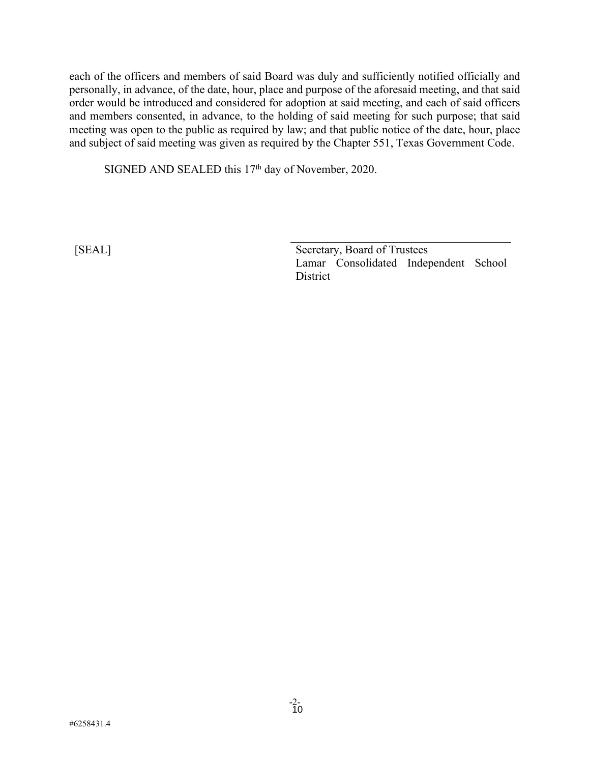each of the officers and members of said Board was duly and sufficiently notified officially and personally, in advance, of the date, hour, place and purpose of the aforesaid meeting, and that said order would be introduced and considered for adoption at said meeting, and each of said officers and members consented, in advance, to the holding of said meeting for such purpose; that said meeting was open to the public as required by law; and that public notice of the date, hour, place and subject of said meeting was given as required by the Chapter 551, Texas Government Code.

SIGNED AND SEALED this 17th day of November, 2020.

[SEAL]

\_\_\_\_\_\_\_\_\_\_\_\_\_\_\_\_\_\_\_\_\_\_\_\_\_\_\_\_\_\_\_\_\_\_\_\_
Secretary, Board of Trustees
Lamar Consolidated Independent School District

#6258431.4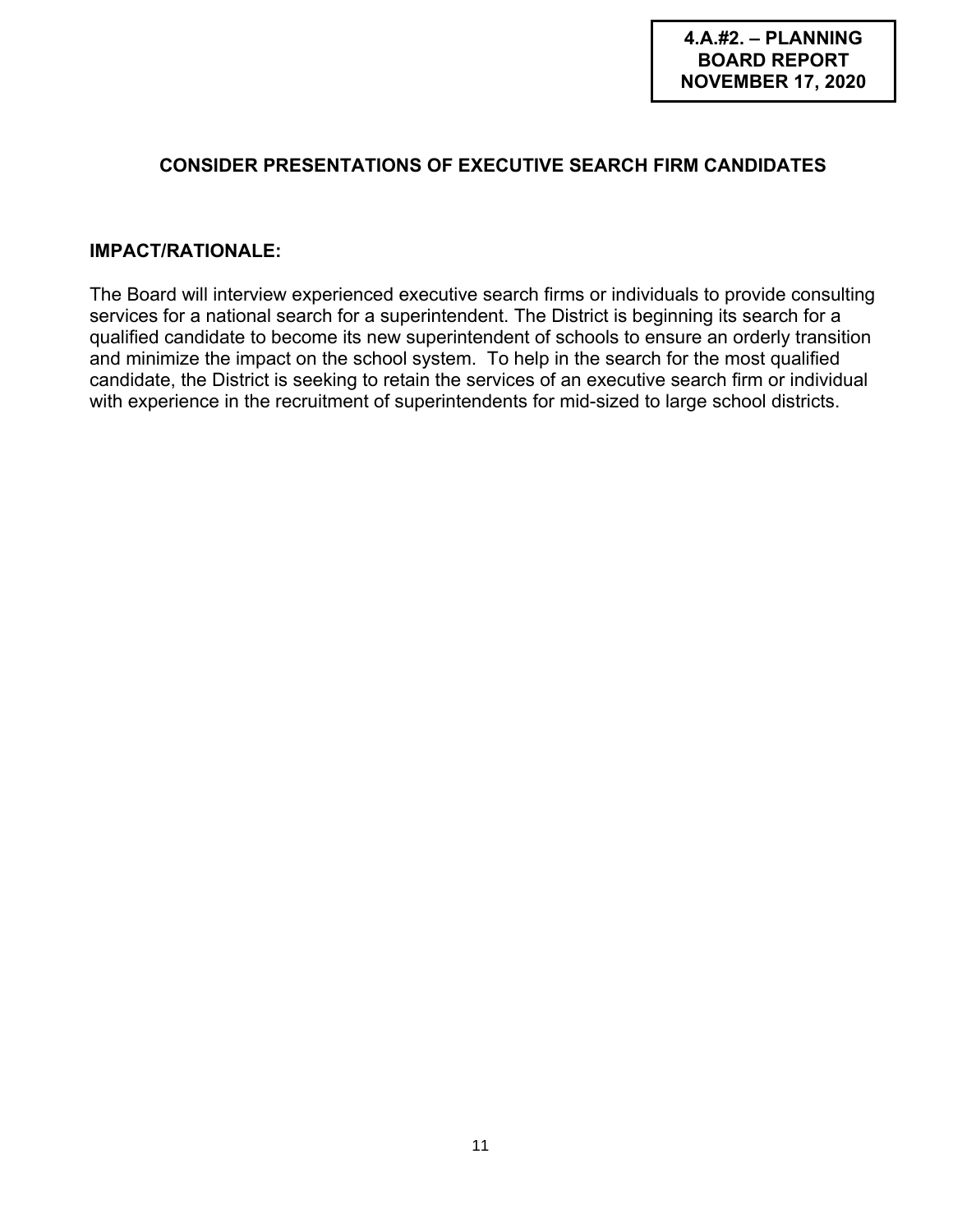**4.A.#2. – PLANNING**
**BOARD REPORT**
**NOVEMBER 17, 2020**

## CONSIDER PRESENTATIONS OF EXECUTIVE SEARCH FIRM CANDIDATES

### IMPACT/RATIONALE:

The Board will interview experienced executive search firms or individuals to provide consulting services for a national search for a superintendent. The District is beginning its search for a qualified candidate to become its new superintendent of schools to ensure an orderly transition and minimize the impact on the school system. To help in the search for the most qualified candidate, the District is seeking to retain the services of an executive search firm or individual with experience in the recruitment of superintendents for mid-sized to large school districts.